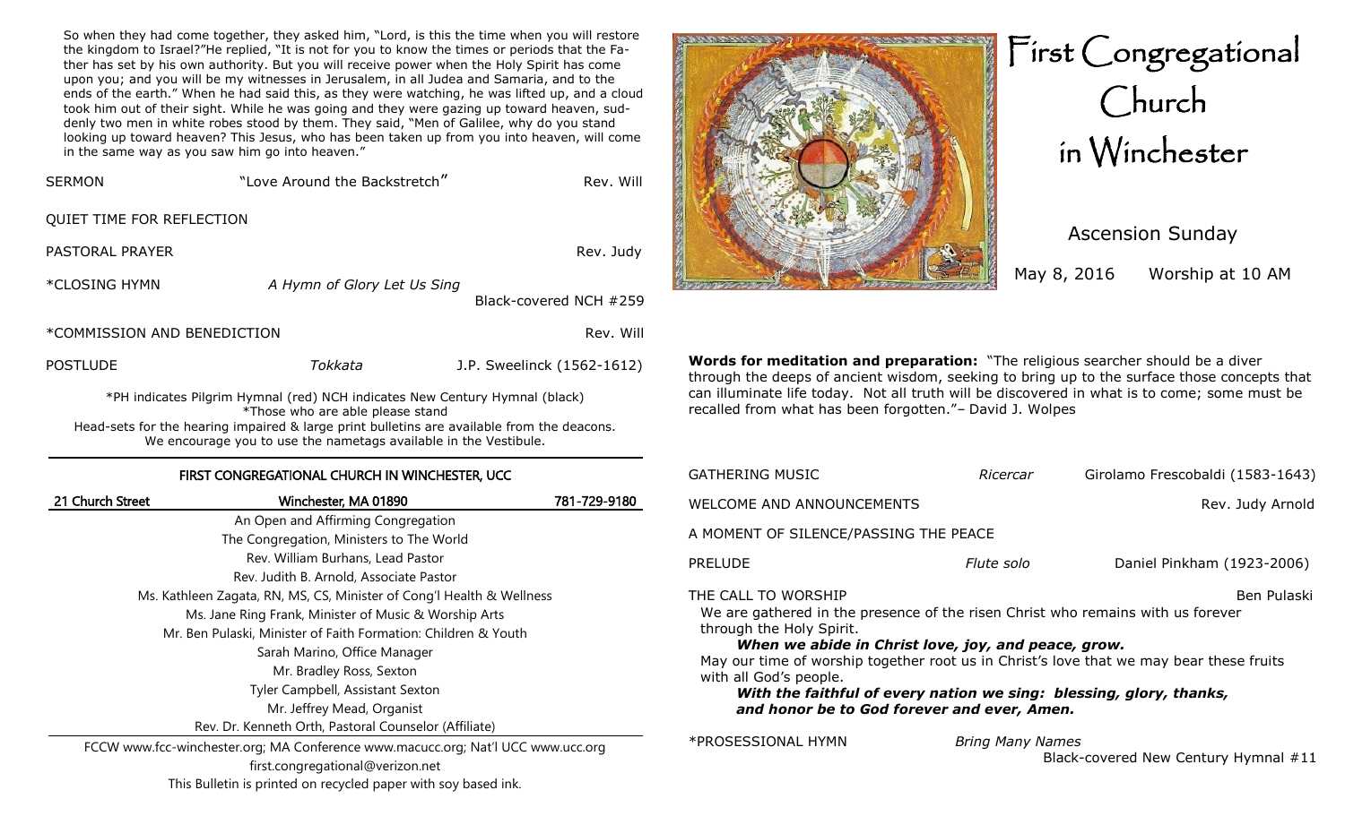So when they had come together, they asked him, "Lord, is this the time when you will restore the kingdom to Israel?"He replied, "It is not for you to know the times or periods that the Father has set by his own authority. But you will receive power when the Holy Spirit has come upon you; and you will be my witnesses in Jerusalem, in all Judea and Samaria, and to the ends of the earth." When he had said this, as they were watching, he was lifted up, and a cloud took him out of their sight. While he was going and they were gazing up toward heaven, suddenly two men in white robes stood by them. They said, "Men of Galilee, why do you stand looking up toward heaven? This Jesus, who has been taken up from you into heaven, will come in the same way as you saw him go into heaven."

SERMON — "Love Around the Backstretch" — Rev. Will

QUIET TIME FOR REFLECTION

PASTORAL PRAYER — Rev. Judy

*CLOSING HYMN — *A Hymn of Glory Let Us Sing* — Black-covered NCH #259

*COMMISSION AND BENEDICTION — Rev. Will

POSTLUDE — *Tokkata* — J.P. Sweelinck (1562-1612)

*PH indicates Pilgrim Hymnal (red) NCH indicates New Century Hymnal (black)
*Those who are able please stand
Head-sets for the hearing impaired & large print bulletins are available from the deacons.
We encourage you to use the nametags available in the Vestibule.

## FIRST CONGREGATIONAL CHURCH IN WINCHESTER, UCC

21 Church Street — Winchester, MA 01890 — 781-729-9180

An Open and Affirming Congregation
The Congregation, Ministers to The World
Rev. William Burhans, Lead Pastor
Rev. Judith B. Arnold, Associate Pastor
Ms. Kathleen Zagata, RN, MS, CS, Minister of Cong'l Health & Wellness
Ms. Jane Ring Frank, Minister of Music & Worship Arts
Mr. Ben Pulaski, Minister of Faith Formation: Children & Youth
Sarah Marino, Office Manager
Mr. Bradley Ross, Sexton
Tyler Campbell, Assistant Sexton
Mr. Jeffrey Mead, Organist
Rev. Dr. Kenneth Orth, Pastoral Counselor (Affiliate)

FCCW www.fcc-winchester.org; MA Conference www.macucc.org; Nat'l UCC www.ucc.org
first.congregational@verizon.net
This Bulletin is printed on recycled paper with soy based ink.

# First Congregational Church in Winchester

## Ascension Sunday

May 8, 2016 — Worship at 10 AM

**Words for meditation and preparation:** "The religious searcher should be a diver through the deeps of ancient wisdom, seeking to bring up to the surface those concepts that can illuminate life today. Not all truth will be discovered in what is to come; some must be recalled from what has been forgotten."– David J. Wolpes

GATHERING MUSIC — *Ricercar* — Girolamo Frescobaldi (1583-1643)

WELCOME AND ANNOUNCEMENTS — Rev. Judy Arnold

A MOMENT OF SILENCE/PASSING THE PEACE

PRELUDE — *Flute solo* — Daniel Pinkham (1923-2006)

THE CALL TO WORSHIP — Ben Pulaski

We are gathered in the presence of the risen Christ who remains with us forever through the Holy Spirit.

***When we abide in Christ love, joy, and peace, grow.***

May our time of worship together root us in Christ's love that we may bear these fruits with all God's people.

***With the faithful of every nation we sing: blessing, glory, thanks, and honor be to God forever and ever, Amen.***

*PROSESSIONAL HYMN — *Bring Many Names* — Black-covered New Century Hymnal #11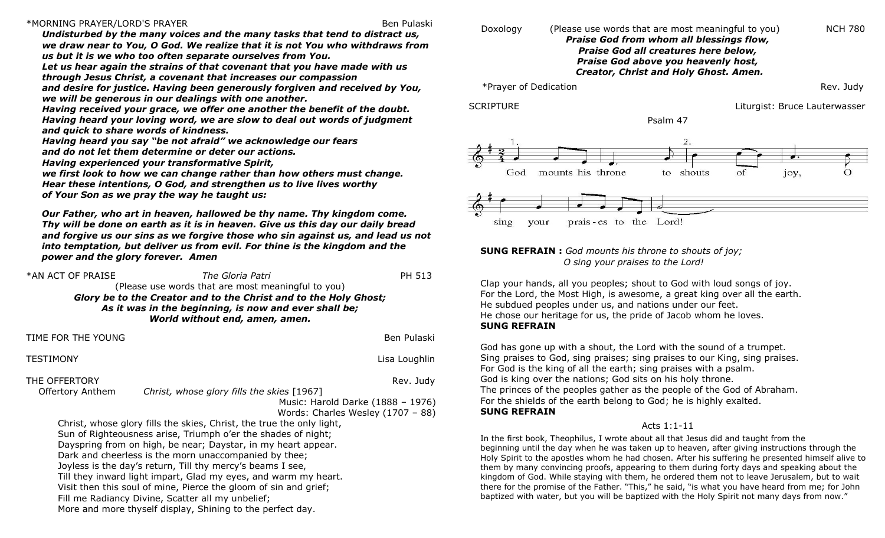*MORNING PRAYER/LORD'S PRAYER Ben Pulaski

***Undisturbed by the many voices and the many tasks that tend to distract us, we draw near to You, O God. We realize that it is not You who withdraws from us but it is we who too often separate ourselves from You.***
***Let us hear again the strains of that covenant that you have made with us through Jesus Christ, a covenant that increases our compassion and desire for justice. Having been generously forgiven and received by You, we will be generous in our dealings with one another.***
***Having received your grace, we offer one another the benefit of the doubt.***
***Having heard your loving word, we are slow to deal out words of judgment and quick to share words of kindness.***
***Having heard you say "be not afraid" we acknowledge our fears and do not let them determine or deter our actions.***
***Having experienced your transformative Spirit, we first look to how we can change rather than how others must change.***
***Hear these intentions, O God, and strengthen us to live lives worthy of Your Son as we pray the way he taught us:***

***Our Father, who art in heaven, hallowed be thy name. Thy kingdom come. Thy will be done on earth as it is in heaven. Give us this day our daily bread and forgive us our sins as we forgive those who sin against us, and lead us not into temptation, but deliver us from evil. For thine is the kingdom and the power and the glory forever. Amen***

*AN ACT OF PRAISE *The Gloria Patri* PH 513

(Please use words that are most meaningful to you)

***Glory be to the Creator and to the Christ and to the Holy Ghost;***
***As it was in the beginning, is now and ever shall be;***
***World without end, amen, amen.***

TIME FOR THE YOUNG Ben Pulaski

TESTIMONY Lisa Loughlin

THE OFFERTORY Rev. Judy

Offertory Anthem *Christ, whose glory fills the skies* [1967]

Music: Harold Darke (1888 – 1976)
Words: Charles Wesley (1707 – 88)

Christ, whose glory fills the skies, Christ, the true the only light,
Sun of Righteousness arise, Triumph o'er the shades of night;
Dayspring from on high, be near; Daystar, in my heart appear.
Dark and cheerless is the morn unaccompanied by thee;
Joyless is the day's return, Till thy mercy's beams I see,
Till they inward light impart, Glad my eyes, and warm my heart.
Visit then this soul of mine, Pierce the gloom of sin and grief;
Fill me Radiancy Divine, Scatter all my unbelief;
More and more thyself display, Shining to the perfect day.

Doxology (Please use words that are most meaningful to you) NCH 780

***Praise God from whom all blessings flow,***
***Praise God all creatures here below,***
***Praise God above you heavenly host,***
***Creator, Christ and Holy Ghost. Amen.***

*Prayer of Dedication Rev. Judy

SCRIPTURE Liturgist: Bruce Lauterwasser

Psalm 47

God mounts his throne to shouts of joy, O sing your praises to the Lord!

**SUNG REFRAIN :** *God mounts his throne to shouts of joy;*
*O sing your praises to the Lord!*

Clap your hands, all you peoples; shout to God with loud songs of joy.
For the Lord, the Most High, is awesome, a great king over all the earth.
He subdued peoples under us, and nations under our feet.
He chose our heritage for us, the pride of Jacob whom he loves.
**SUNG REFRAIN**

God has gone up with a shout, the Lord with the sound of a trumpet.
Sing praises to God, sing praises; sing praises to our King, sing praises.
For God is the king of all the earth; sing praises with a psalm.
God is king over the nations; God sits on his holy throne.
The princes of the peoples gather as the people of the God of Abraham.
For the shields of the earth belong to God; he is highly exalted.
**SUNG REFRAIN**

Acts 1:1-11

In the first book, Theophilus, I wrote about all that Jesus did and taught from the beginning until the day when he was taken up to heaven, after giving instructions through the Holy Spirit to the apostles whom he had chosen. After his suffering he presented himself alive to them by many convincing proofs, appearing to them during forty days and speaking about the kingdom of God. While staying with them, he ordered them not to leave Jerusalem, but to wait there for the promise of the Father. "This," he said, "is what you have heard from me; for John baptized with water, but you will be baptized with the Holy Spirit not many days from now."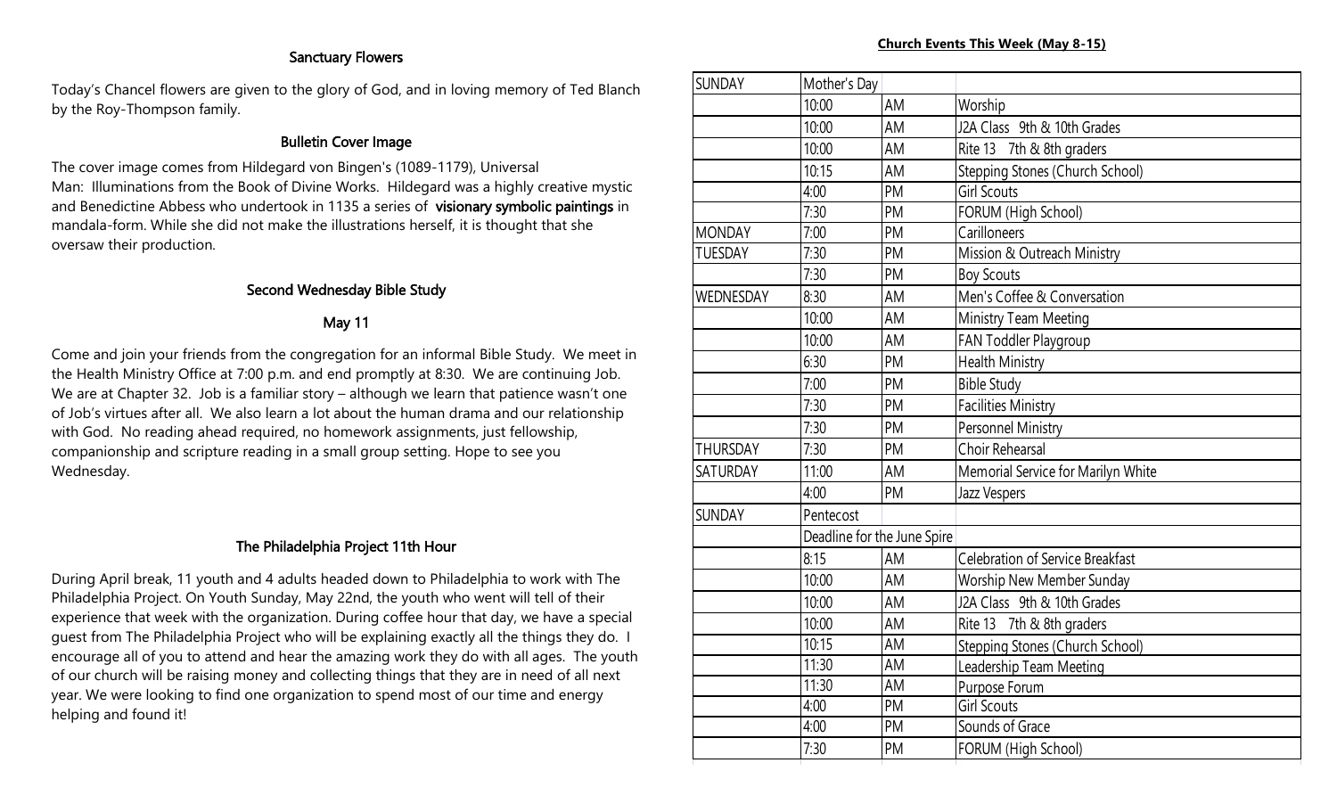## Sanctuary Flowers

Today's Chancel flowers are given to the glory of God, and in loving memory of Ted Blanch by the Roy-Thompson family.

## Bulletin Cover Image

The cover image comes from Hildegard von Bingen's (1089-1179), Universal Man: Illuminations from the Book of Divine Works. Hildegard was a highly creative mystic and Benedictine Abbess who undertook in 1135 a series of **visionary symbolic paintings** in mandala-form. While she did not make the illustrations herself, it is thought that she oversaw their production.

## Second Wednesday Bible Study

### May 11

Come and join your friends from the congregation for an informal Bible Study. We meet in the Health Ministry Office at 7:00 p.m. and end promptly at 8:30. We are continuing Job. We are at Chapter 32. Job is a familiar story – although we learn that patience wasn't one of Job's virtues after all. We also learn a lot about the human drama and our relationship with God. No reading ahead required, no homework assignments, just fellowship, companionship and scripture reading in a small group setting. Hope to see you Wednesday.

## The Philadelphia Project 11th Hour

During April break, 11 youth and 4 adults headed down to Philadelphia to work with The Philadelphia Project. On Youth Sunday, May 22nd, the youth who went will tell of their experience that week with the organization. During coffee hour that day, we have a special guest from The Philadelphia Project who will be explaining exactly all the things they do. I encourage all of you to attend and hear the amazing work they do with all ages. The youth of our church will be raising money and collecting things that they are in need of all next year. We were looking to find one organization to spend most of our time and energy helping and found it!

## Church Events This Week (May 8-15)

| | | | |
|---|---|---|---|
| SUNDAY | Mother's Day | | |
| | 10:00 | AM | Worship |
| | 10:00 | AM | J2A Class 9th & 10th Grades |
| | 10:00 | AM | Rite 13 7th & 8th graders |
| | 10:15 | AM | Stepping Stones (Church School) |
| | 4:00 | PM | Girl Scouts |
| | 7:30 | PM | FORUM (High School) |
| MONDAY | 7:00 | PM | Carilloneers |
| TUESDAY | 7:30 | PM | Mission & Outreach Ministry |
| | 7:30 | PM | Boy Scouts |
| WEDNESDAY | 8:30 | AM | Men's Coffee & Conversation |
| | 10:00 | AM | Ministry Team Meeting |
| | 10:00 | AM | FAN Toddler Playgroup |
| | 6:30 | PM | Health Ministry |
| | 7:00 | PM | Bible Study |
| | 7:30 | PM | Facilities Ministry |
| | 7:30 | PM | Personnel Ministry |
| THURSDAY | 7:30 | PM | Choir Rehearsal |
| SATURDAY | 11:00 | AM | Memorial Service for Marilyn White |
| | 4:00 | PM | Jazz Vespers |
| SUNDAY | Pentecost | | |
| | Deadline for the June Spire | | |
| | 8:15 | AM | Celebration of Service Breakfast |
| | 10:00 | AM | Worship New Member Sunday |
| | 10:00 | AM | J2A Class 9th & 10th Grades |
| | 10:00 | AM | Rite 13 7th & 8th graders |
| | 10:15 | AM | Stepping Stones (Church School) |
| | 11:30 | AM | Leadership Team Meeting |
| | 11:30 | AM | Purpose Forum |
| | 4:00 | PM | Girl Scouts |
| | 4:00 | PM | Sounds of Grace |
| | 7:30 | PM | FORUM (High School) |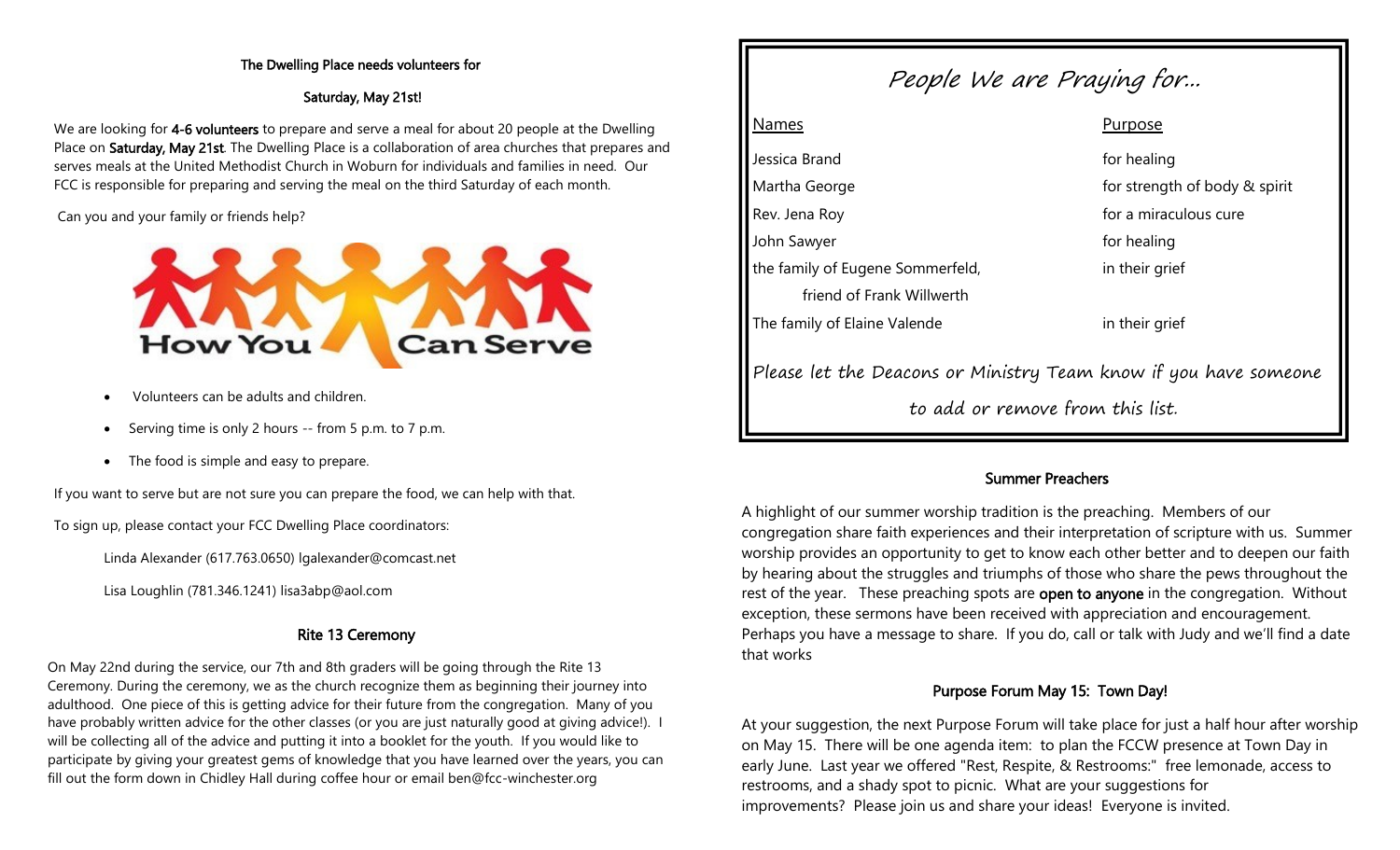## The Dwelling Place needs volunteers for

## Saturday, May 21st!

We are looking for **4-6 volunteers** to prepare and serve a meal for about 20 people at the Dwelling Place on **Saturday, May 21st**. The Dwelling Place is a collaboration of area churches that prepares and serves meals at the United Methodist Church in Woburn for individuals and families in need. Our FCC is responsible for preparing and serving the meal on the third Saturday of each month.

Can you and your family or friends help?

How You Can Serve

- Volunteers can be adults and children.
- Serving time is only 2 hours -- from 5 p.m. to 7 p.m.
- The food is simple and easy to prepare.

If you want to serve but are not sure you can prepare the food, we can help with that.

To sign up, please contact your FCC Dwelling Place coordinators:

Linda Alexander (617.763.0650) lgalexander@comcast.net

Lisa Loughlin (781.346.1241) lisa3abp@aol.com

## Rite 13 Ceremony

On May 22nd during the service, our 7th and 8th graders will be going through the Rite 13 Ceremony. During the ceremony, we as the church recognize them as beginning their journey into adulthood. One piece of this is getting advice for their future from the congregation. Many of you have probably written advice for the other classes (or you are just naturally good at giving advice!). I will be collecting all of the advice and putting it into a booklet for the youth. If you would like to participate by giving your greatest gems of knowledge that you have learned over the years, you can fill out the form down in Chidley Hall during coffee hour or email ben@fcc-winchester.org

## *People We are Praying for...*

| Names | Purpose |
|---|---|
| Jessica Brand | for healing |
| Martha George | for strength of body & spirit |
| Rev. Jena Roy | for a miraculous cure |
| John Sawyer | for healing |
| the family of Eugene Sommerfeld, friend of Frank Willwerth | in their grief |
| The family of Elaine Valende | in their grief |

*Please let the Deacons or Ministry Team know if you have someone to add or remove from this list.*

## Summer Preachers

A highlight of our summer worship tradition is the preaching. Members of our congregation share faith experiences and their interpretation of scripture with us. Summer worship provides an opportunity to get to know each other better and to deepen our faith by hearing about the struggles and triumphs of those who share the pews throughout the rest of the year. These preaching spots are **open to anyone** in the congregation. Without exception, these sermons have been received with appreciation and encouragement. Perhaps you have a message to share. If you do, call or talk with Judy and we'll find a date that works

## Purpose Forum May 15: Town Day!

At your suggestion, the next Purpose Forum will take place for just a half hour after worship on May 15. There will be one agenda item: to plan the FCCW presence at Town Day in early June. Last year we offered "Rest, Respite, & Restrooms:" free lemonade, access to restrooms, and a shady spot to picnic. What are your suggestions for improvements? Please join us and share your ideas! Everyone is invited.